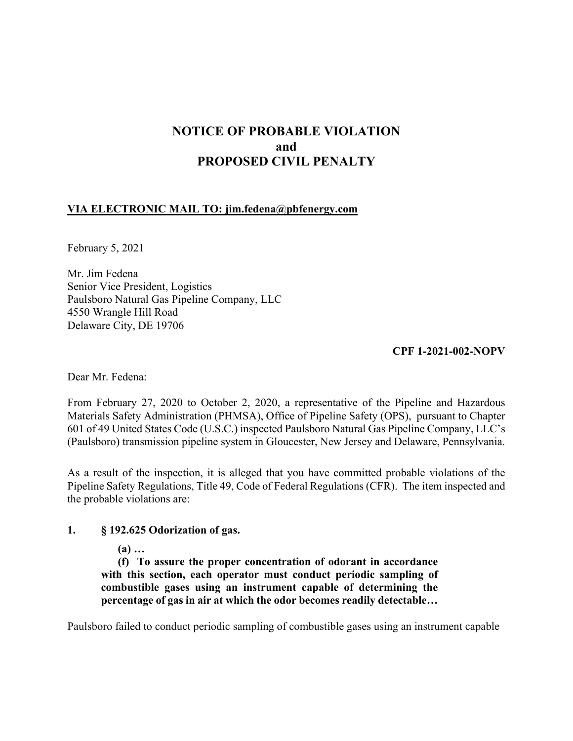# NOTICE OF PROBABLE VIOLATION and PROPOSED CIVIL PENALTY

**VIA ELECTRONIC MAIL TO: jim.fedena@pbfenergy.com**

February 5, 2021

Mr. Jim Fedena
Senior Vice President, Logistics
Paulsboro Natural Gas Pipeline Company, LLC
4550 Wrangle Hill Road
Delaware City, DE 19706

**CPF 1-2021-002-NOPV**

Dear Mr. Fedena:

From February 27, 2020 to October 2, 2020, a representative of the Pipeline and Hazardous Materials Safety Administration (PHMSA), Office of Pipeline Safety (OPS), pursuant to Chapter 601 of 49 United States Code (U.S.C.) inspected Paulsboro Natural Gas Pipeline Company, LLC's (Paulsboro) transmission pipeline system in Gloucester, New Jersey and Delaware, Pennsylvania.

As a result of the inspection, it is alleged that you have committed probable violations of the Pipeline Safety Regulations, Title 49, Code of Federal Regulations (CFR). The item inspected and the probable violations are:

**1. § 192.625 Odorization of gas.**

**(a) …**

**(f) To assure the proper concentration of odorant in accordance with this section, each operator must conduct periodic sampling of combustible gases using an instrument capable of determining the percentage of gas in air at which the odor becomes readily detectable…**

Paulsboro failed to conduct periodic sampling of combustible gases using an instrument capable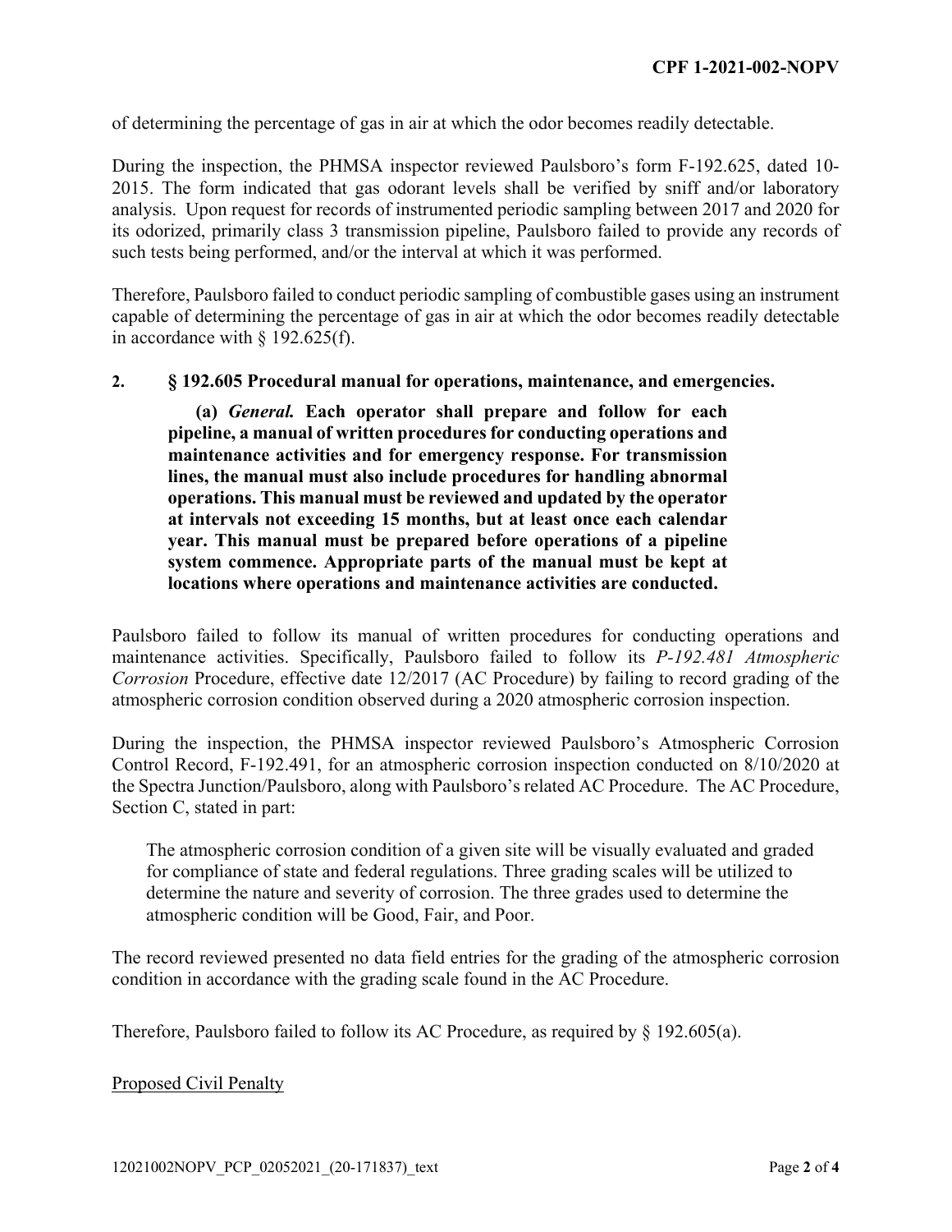of determining the percentage of gas in air at which the odor becomes readily detectable.

During the inspection, the PHMSA inspector reviewed Paulsboro's form F-192.625, dated 10-2015. The form indicated that gas odorant levels shall be verified by sniff and/or laboratory analysis. Upon request for records of instrumented periodic sampling between 2017 and 2020 for its odorized, primarily class 3 transmission pipeline, Paulsboro failed to provide any records of such tests being performed, and/or the interval at which it was performed.

Therefore, Paulsboro failed to conduct periodic sampling of combustible gases using an instrument capable of determining the percentage of gas in air at which the odor becomes readily detectable in accordance with § 192.625(f).

**2. § 192.605 Procedural manual for operations, maintenance, and emergencies.**

> **(a) *General.* Each operator shall prepare and follow for each pipeline, a manual of written procedures for conducting operations and maintenance activities and for emergency response. For transmission lines, the manual must also include procedures for handling abnormal operations. This manual must be reviewed and updated by the operator at intervals not exceeding 15 months, but at least once each calendar year. This manual must be prepared before operations of a pipeline system commence. Appropriate parts of the manual must be kept at locations where operations and maintenance activities are conducted.**

Paulsboro failed to follow its manual of written procedures for conducting operations and maintenance activities. Specifically, Paulsboro failed to follow its *P-192.481 Atmospheric Corrosion* Procedure, effective date 12/2017 (AC Procedure) by failing to record grading of the atmospheric corrosion condition observed during a 2020 atmospheric corrosion inspection.

During the inspection, the PHMSA inspector reviewed Paulsboro's Atmospheric Corrosion Control Record, F-192.491, for an atmospheric corrosion inspection conducted on 8/10/2020 at the Spectra Junction/Paulsboro, along with Paulsboro's related AC Procedure. The AC Procedure, Section C, stated in part:

> The atmospheric corrosion condition of a given site will be visually evaluated and graded for compliance of state and federal regulations. Three grading scales will be utilized to determine the nature and severity of corrosion. The three grades used to determine the atmospheric condition will be Good, Fair, and Poor.

The record reviewed presented no data field entries for the grading of the atmospheric corrosion condition in accordance with the grading scale found in the AC Procedure.

Therefore, Paulsboro failed to follow its AC Procedure, as required by § 192.605(a).

Proposed Civil Penalty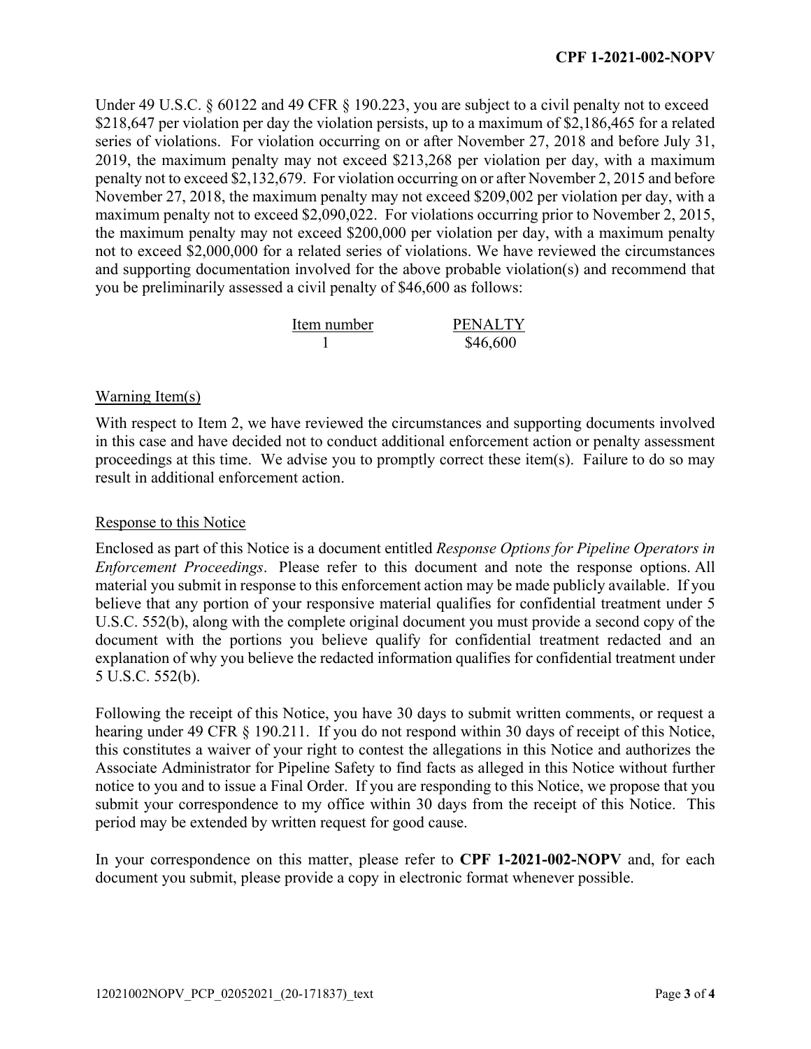Under 49 U.S.C. § 60122 and 49 CFR § 190.223, you are subject to a civil penalty not to exceed $218,647 per violation per day the violation persists, up to a maximum of $2,186,465 for a related series of violations. For violation occurring on or after November 27, 2018 and before July 31, 2019, the maximum penalty may not exceed $213,268 per violation per day, with a maximum penalty not to exceed $2,132,679. For violation occurring on or after November 2, 2015 and before November 27, 2018, the maximum penalty may not exceed $209,002 per violation per day, with a maximum penalty not to exceed $2,090,022. For violations occurring prior to November 2, 2015, the maximum penalty may not exceed $200,000 per violation per day, with a maximum penalty not to exceed $2,000,000 for a related series of violations. We have reviewed the circumstances and supporting documentation involved for the above probable violation(s) and recommend that you be preliminarily assessed a civil penalty of $46,600 as follows:

| Item number | PENALTY |
| --- | --- |
| 1 | $46,600 |

## Warning Item(s)

With respect to Item 2, we have reviewed the circumstances and supporting documents involved in this case and have decided not to conduct additional enforcement action or penalty assessment proceedings at this time. We advise you to promptly correct these item(s). Failure to do so may result in additional enforcement action.

## Response to this Notice

Enclosed as part of this Notice is a document entitled *Response Options for Pipeline Operators in Enforcement Proceedings*. Please refer to this document and note the response options. All material you submit in response to this enforcement action may be made publicly available. If you believe that any portion of your responsive material qualifies for confidential treatment under 5 U.S.C. 552(b), along with the complete original document you must provide a second copy of the document with the portions you believe qualify for confidential treatment redacted and an explanation of why you believe the redacted information qualifies for confidential treatment under 5 U.S.C. 552(b).

Following the receipt of this Notice, you have 30 days to submit written comments, or request a hearing under 49 CFR § 190.211. If you do not respond within 30 days of receipt of this Notice, this constitutes a waiver of your right to contest the allegations in this Notice and authorizes the Associate Administrator for Pipeline Safety to find facts as alleged in this Notice without further notice to you and to issue a Final Order. If you are responding to this Notice, we propose that you submit your correspondence to my office within 30 days from the receipt of this Notice. This period may be extended by written request for good cause.

In your correspondence on this matter, please refer to **CPF 1-2021-002-NOPV** and, for each document you submit, please provide a copy in electronic format whenever possible.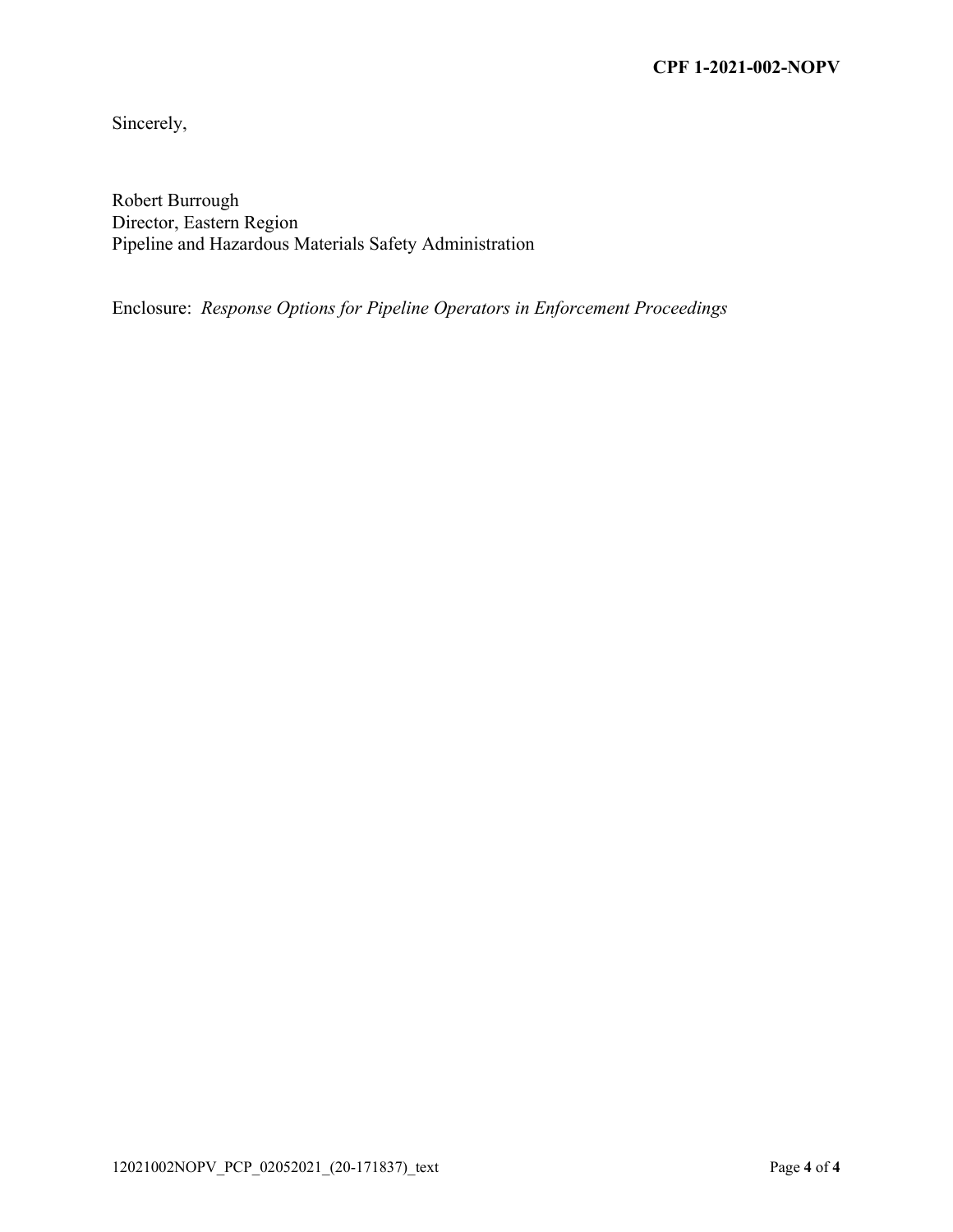Sincerely,

Robert Burrough
Director, Eastern Region
Pipeline and Hazardous Materials Safety Administration

Enclosure: *Response Options for Pipeline Operators in Enforcement Proceedings*